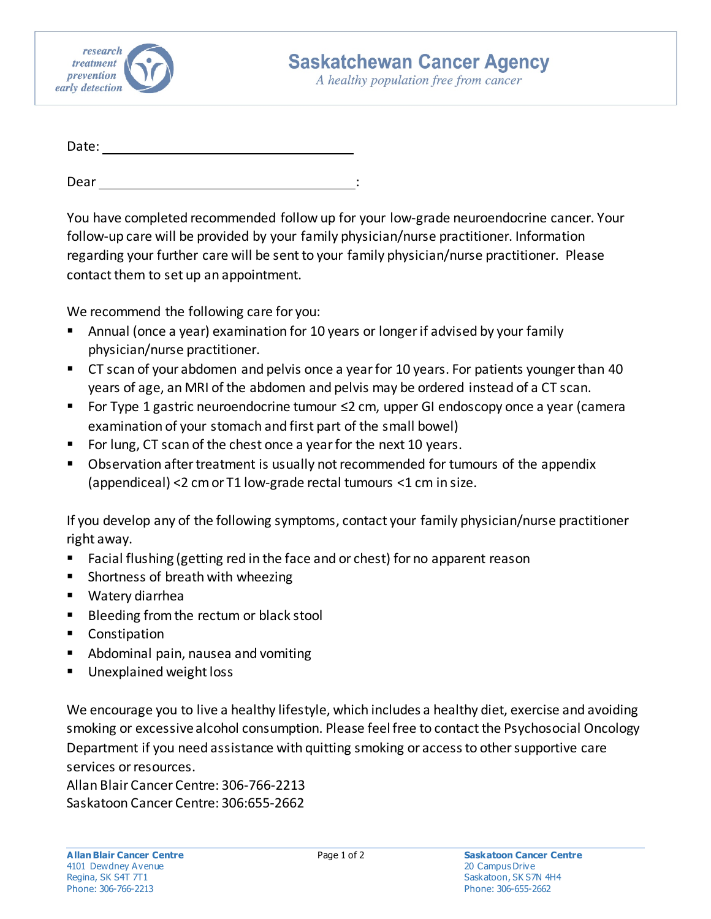# Saskatchewan Cancer Agency

*A healthy population free from cancer*

*research treatment prevention early detection*

Date: ______________________________

Dear ______________________________:

You have completed recommended follow up for your low-grade neuroendocrine cancer. Your follow-up care will be provided by your family physician/nurse practitioner. Information regarding your further care will be sent to your family physician/nurse practitioner. Please contact them to set up an appointment.

We recommend the following care for you:

- Annual (once a year) examination for 10 years or longer if advised by your family physician/nurse practitioner.
- CT scan of your abdomen and pelvis once a year for 10 years. For patients younger than 40 years of age, an MRI of the abdomen and pelvis may be ordered instead of a CT scan.
- For Type 1 gastric neuroendocrine tumour ≤2 cm, upper GI endoscopy once a year (camera examination of your stomach and first part of the small bowel)
- For lung, CT scan of the chest once a year for the next 10 years.
- Observation after treatment is usually not recommended for tumours of the appendix (appendiceal) <2 cm or T1 low-grade rectal tumours <1 cm in size.

If you develop any of the following symptoms, contact your family physician/nurse practitioner right away.

- Facial flushing (getting red in the face and or chest) for no apparent reason
- Shortness of breath with wheezing
- Watery diarrhea
- Bleeding from the rectum or black stool
- Constipation
- Abdominal pain, nausea and vomiting
- Unexplained weight loss

We encourage you to live a healthy lifestyle, which includes a healthy diet, exercise and avoiding smoking or excessive alcohol consumption. Please feel free to contact the Psychosocial Oncology Department if you need assistance with quitting smoking or access to other supportive care services or resources.

Allan Blair Cancer Centre: 306-766-2213
Saskatoon Cancer Centre: 306:655-2662

**Allan Blair Cancer Centre**
4101 Dewdney Avenue
Regina, SK S4T 7T1
Phone: 306-766-2213

**Saskatoon Cancer Centre**
20 Campus Drive
Saskatoon, SK S7N 4H4
Phone: 306-655-2662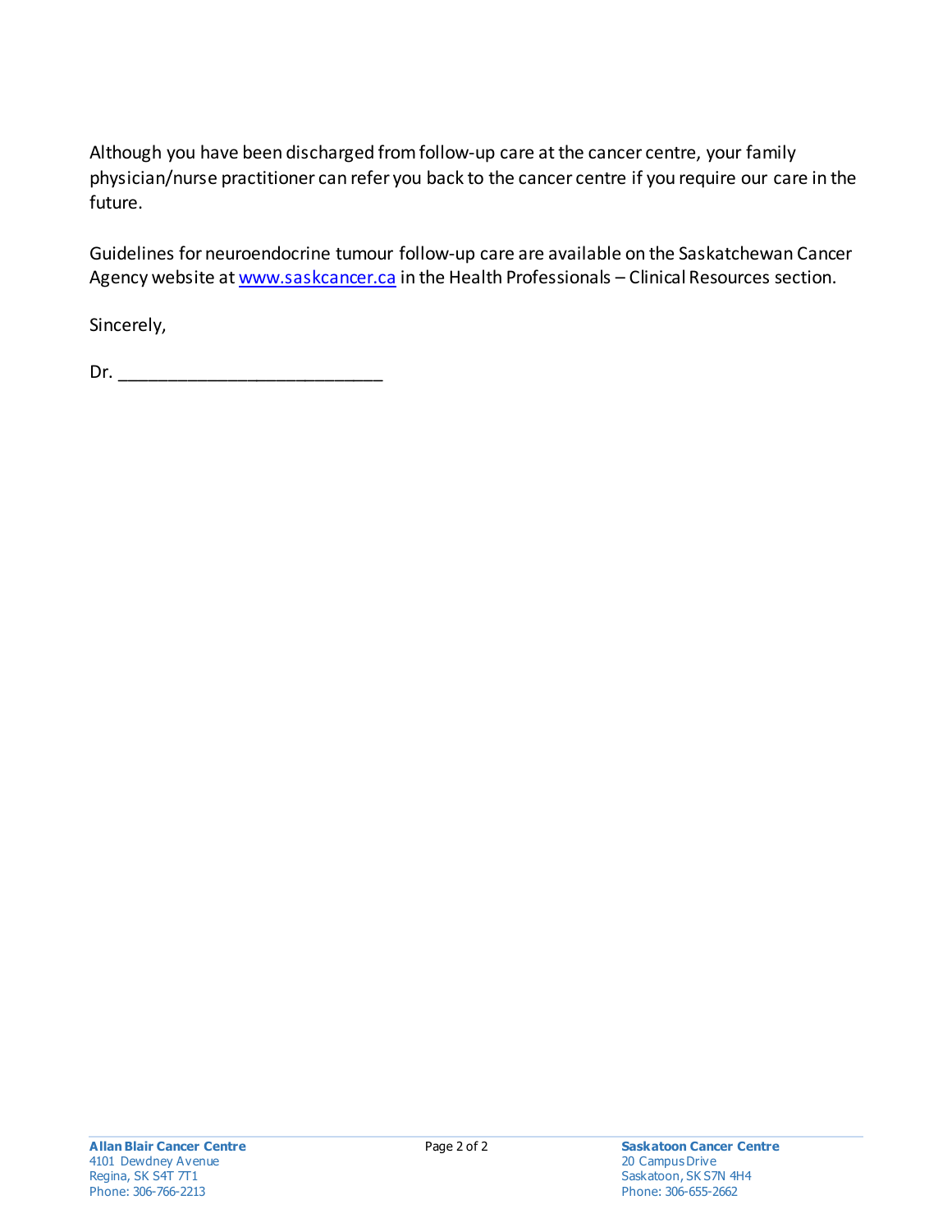Although you have been discharged from follow-up care at the cancer centre, your family physician/nurse practitioner can refer you back to the cancer centre if you require our care in the future.

Guidelines for neuroendocrine tumour follow-up care are available on the Saskatchewan Cancer Agency website at [www.saskcancer.ca](http://www.saskcancer.ca) in the Health Professionals – Clinical Resources section.

Sincerely,

Dr. ___________________________

**Allan Blair Cancer Centre**
4101 Dewdney Avenue
Regina, SK S4T 7T1
Phone: 306-766-2213

**Saskatoon Cancer Centre**
20 Campus Drive
Saskatoon, SK S7N 4H4
Phone: 306-655-2662